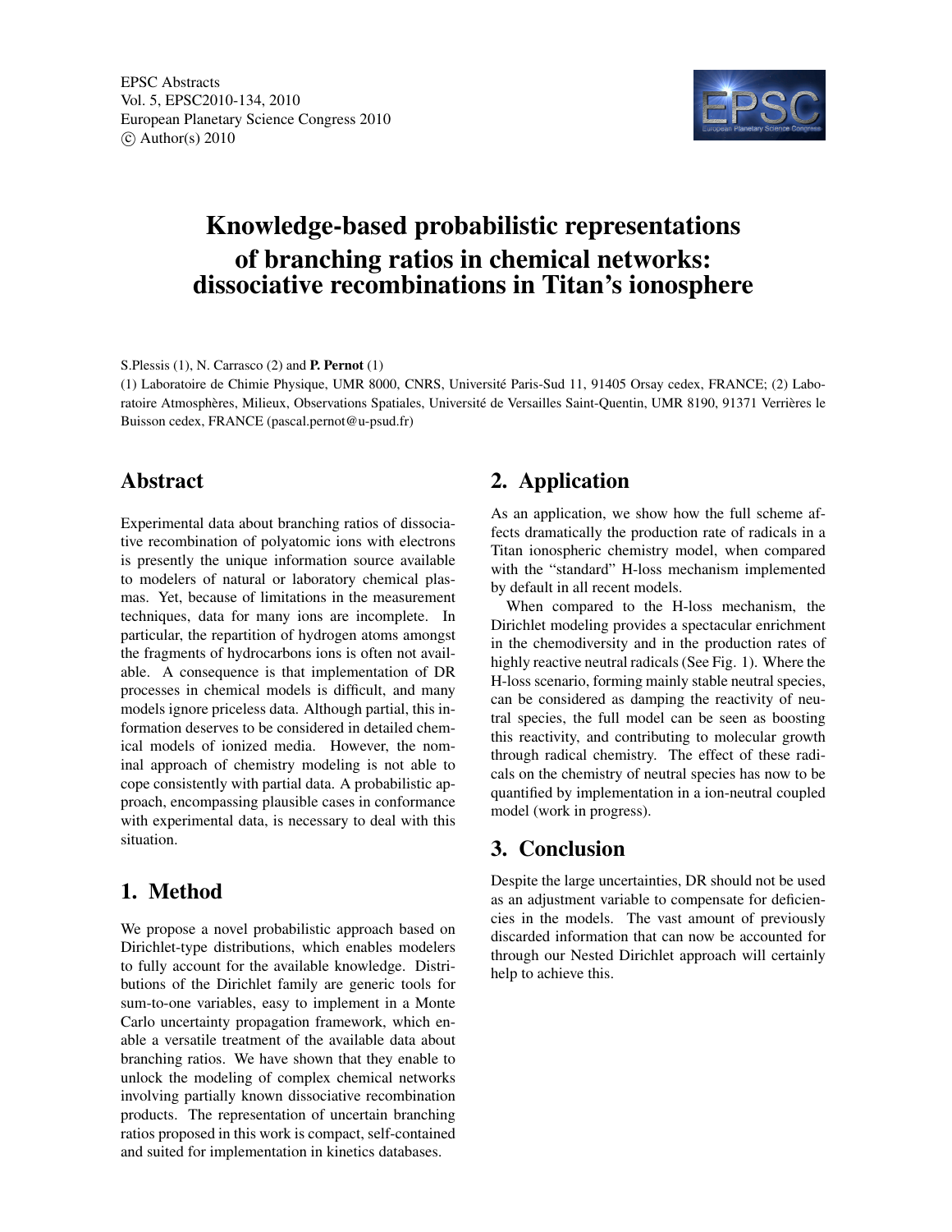# Knowledge-based probabilistic representations of branching ratios in chemical networks: dissociative recombinations in Titan's ionosphere

S.Plessis (1), N. Carrasco (2) and **P. Pernot** (1)

(1) Laboratoire de Chimie Physique, UMR 8000, CNRS, Université Paris-Sud 11, 91405 Orsay cedex, FRANCE; (2) Laboratoire Atmosphères, Milieux, Observations Spatiales, Université de Versailles Saint-Quentin, UMR 8190, 91371 Verrières le Buisson cedex, FRANCE (pascal.pernot@u-psud.fr)

## Abstract

Experimental data about branching ratios of dissociative recombination of polyatomic ions with electrons is presently the unique information source available to modelers of natural or laboratory chemical plasmas. Yet, because of limitations in the measurement techniques, data for many ions are incomplete. In particular, the repartition of hydrogen atoms amongst the fragments of hydrocarbons ions is often not available. A consequence is that implementation of DR processes in chemical models is difficult, and many models ignore priceless data. Although partial, this information deserves to be considered in detailed chemical models of ionized media. However, the nominal approach of chemistry modeling is not able to cope consistently with partial data. A probabilistic approach, encompassing plausible cases in conformance with experimental data, is necessary to deal with this situation.

## 1. Method

We propose a novel probabilistic approach based on Dirichlet-type distributions, which enables modelers to fully account for the available knowledge. Distributions of the Dirichlet family are generic tools for sum-to-one variables, easy to implement in a Monte Carlo uncertainty propagation framework, which enable a versatile treatment of the available data about branching ratios. We have shown that they enable to unlock the modeling of complex chemical networks involving partially known dissociative recombination products. The representation of uncertain branching ratios proposed in this work is compact, self-contained and suited for implementation in kinetics databases.

## 2. Application

As an application, we show how the full scheme affects dramatically the production rate of radicals in a Titan ionospheric chemistry model, when compared with the "standard" H-loss mechanism implemented by default in all recent models.

When compared to the H-loss mechanism, the Dirichlet modeling provides a spectacular enrichment in the chemodiversity and in the production rates of highly reactive neutral radicals (See Fig. 1). Where the H-loss scenario, forming mainly stable neutral species, can be considered as damping the reactivity of neutral species, the full model can be seen as boosting this reactivity, and contributing to molecular growth through radical chemistry. The effect of these radicals on the chemistry of neutral species has now to be quantified by implementation in a ion-neutral coupled model (work in progress).

## 3. Conclusion

Despite the large uncertainties, DR should not be used as an adjustment variable to compensate for deficiencies in the models. The vast amount of previously discarded information that can now be accounted for through our Nested Dirichlet approach will certainly help to achieve this.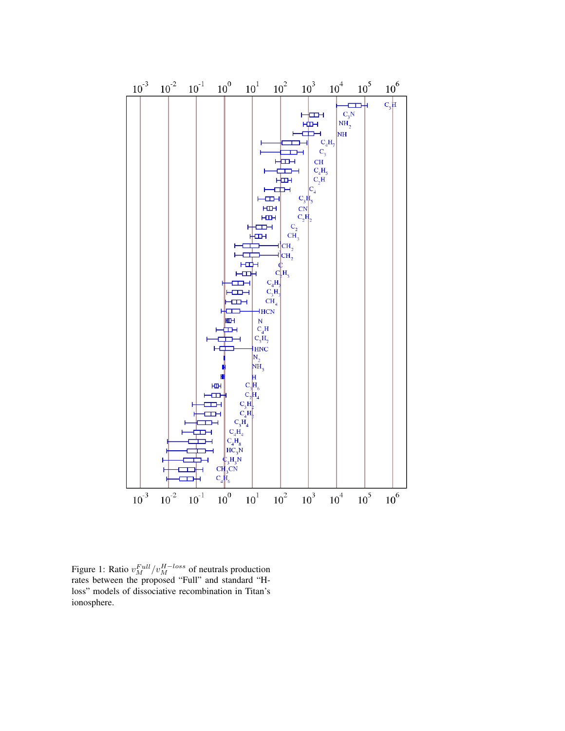$10^{-3}$ $10^{-2}$ $10^{-1}$ $10^{0}$ $10^{1}$ $10^{2}$ $10^{3}$ $10^{4}$ $10^{5}$ $10^{6}$

$C_3H$
$C_3N$
$NH_2$
$NH$
$C_4H_7$
$C_3$
$CH$
$C_4H_5$
$C_2H$
$C_4$
$C_3H_5$
$CN$
$C_2H_2$
$C_2$
$CH_3$
$CH_2$
$CH_2$
$C$
$C_2H_3$
$C_4H_3$
$C_3H_3$
$CH_4$
$HCN$
$N$
$C_4H$
$C_3H_7$
$HNC$
$N_2$
$NH_3$
$H$
$C_3H_6$
$C_2H_4$
$C_3H_2$
$C_4H_2$
$C_3H_4$
$C_4H_4$
$C_4H_8$
$HC_3N$
$C_3H_3N$
$CH_3CN$
$C_4H_6$

$10^{-3}$ $10^{-2}$ $10^{-1}$ $10^{0}$ $10^{1}$ $10^{2}$ $10^{3}$ $10^{4}$ $10^{5}$ $10^{6}$

Figure 1: Ratio $v_M^{Full}/v_M^{H-loss}$ of neutrals production rates between the proposed "Full" and standard "H-loss" models of dissociative recombination in Titan's ionosphere.